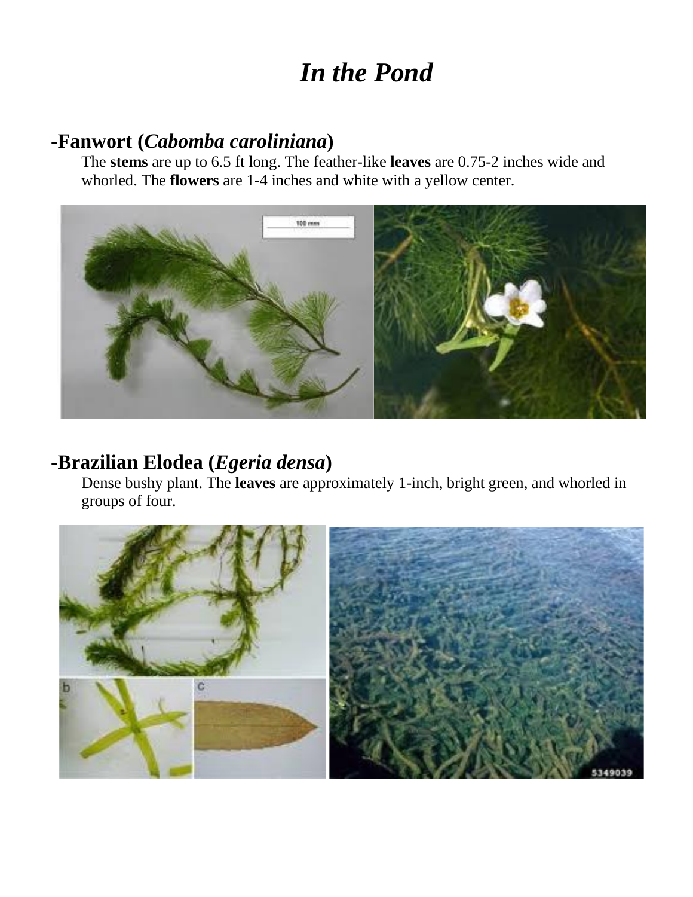# *In the Pond*

## -Fanwort (*Cabomba caroliniana*)

The **stems** are up to 6.5 ft long. The feather-like **leaves** are 0.75-2 inches wide and whorled. The **flowers** are 1-4 inches and white with a yellow center.

## -Brazilian Elodea (*Egeria densa*)

Dense bushy plant. The **leaves** are approximately 1-inch, bright green, and whorled in groups of four.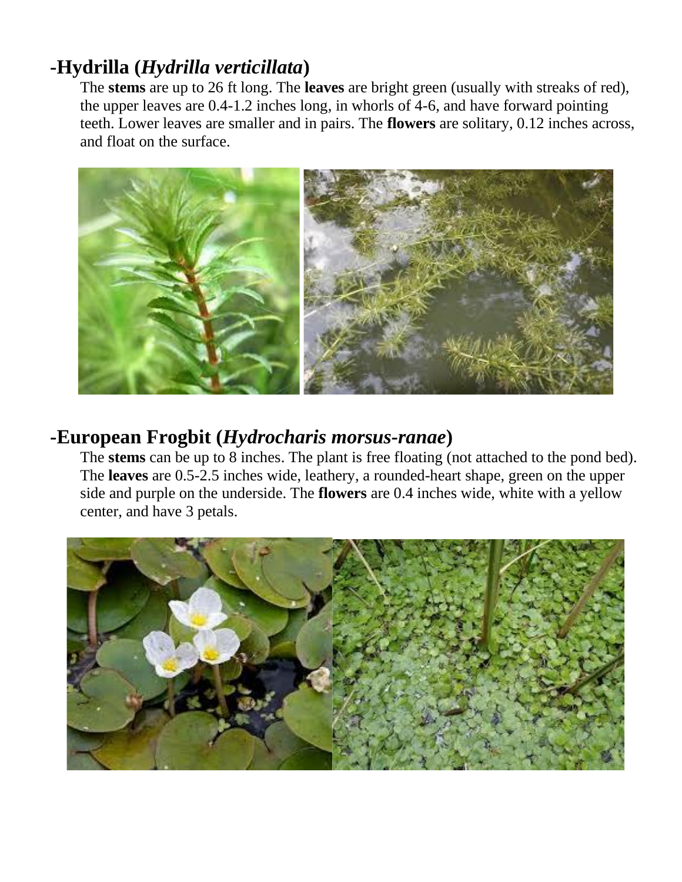## -Hydrilla (*Hydrilla verticillata*)

The **stems** are up to 26 ft long. The **leaves** are bright green (usually with streaks of red), the upper leaves are 0.4-1.2 inches long, in whorls of 4-6, and have forward pointing teeth. Lower leaves are smaller and in pairs. The **flowers** are solitary, 0.12 inches across, and float on the surface.

## -European Frogbit (*Hydrocharis morsus-ranae*)

The **stems** can be up to 8 inches. The plant is free floating (not attached to the pond bed). The **leaves** are 0.5-2.5 inches wide, leathery, a rounded-heart shape, green on the upper side and purple on the underside. The **flowers** are 0.4 inches wide, white with a yellow center, and have 3 petals.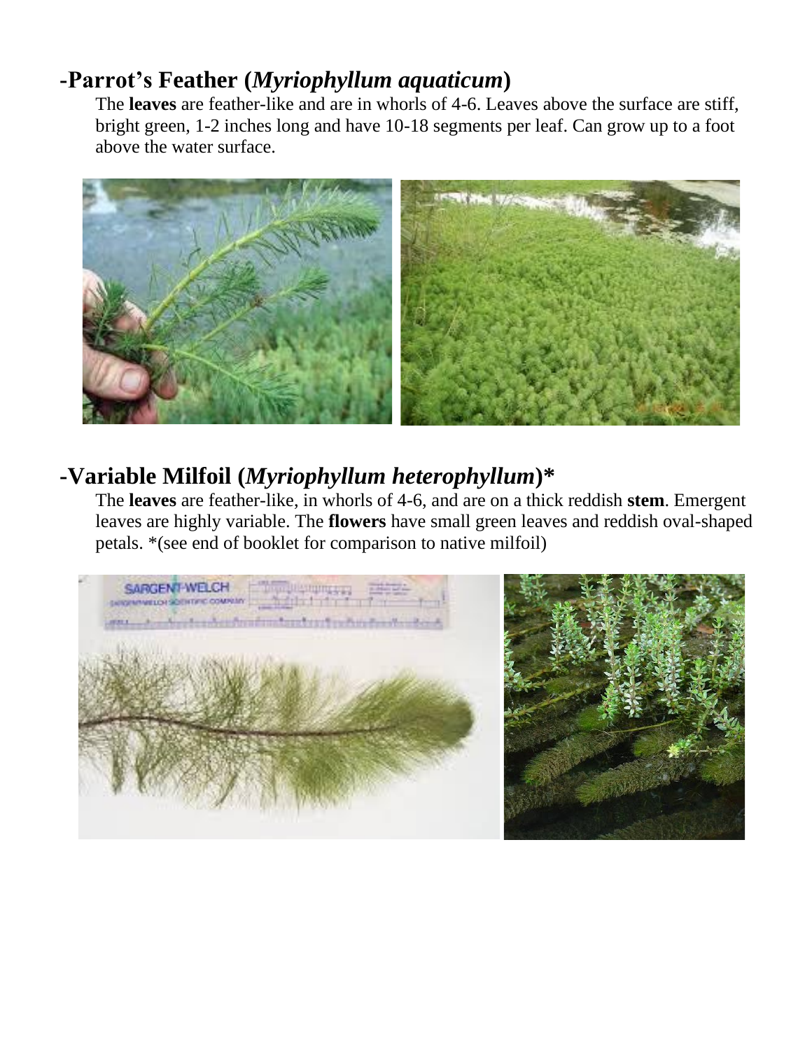## -Parrot's Feather (*Myriophyllum aquaticum*)

The **leaves** are feather-like and are in whorls of 4-6. Leaves above the surface are stiff, bright green, 1-2 inches long and have 10-18 segments per leaf. Can grow up to a foot above the water surface.

## -Variable Milfoil (*Myriophyllum heterophyllum*)*

The **leaves** are feather-like, in whorls of 4-6, and are on a thick reddish **stem**. Emergent leaves are highly variable. The **flowers** have small green leaves and reddish oval-shaped petals. *(see end of booklet for comparison to native milfoil)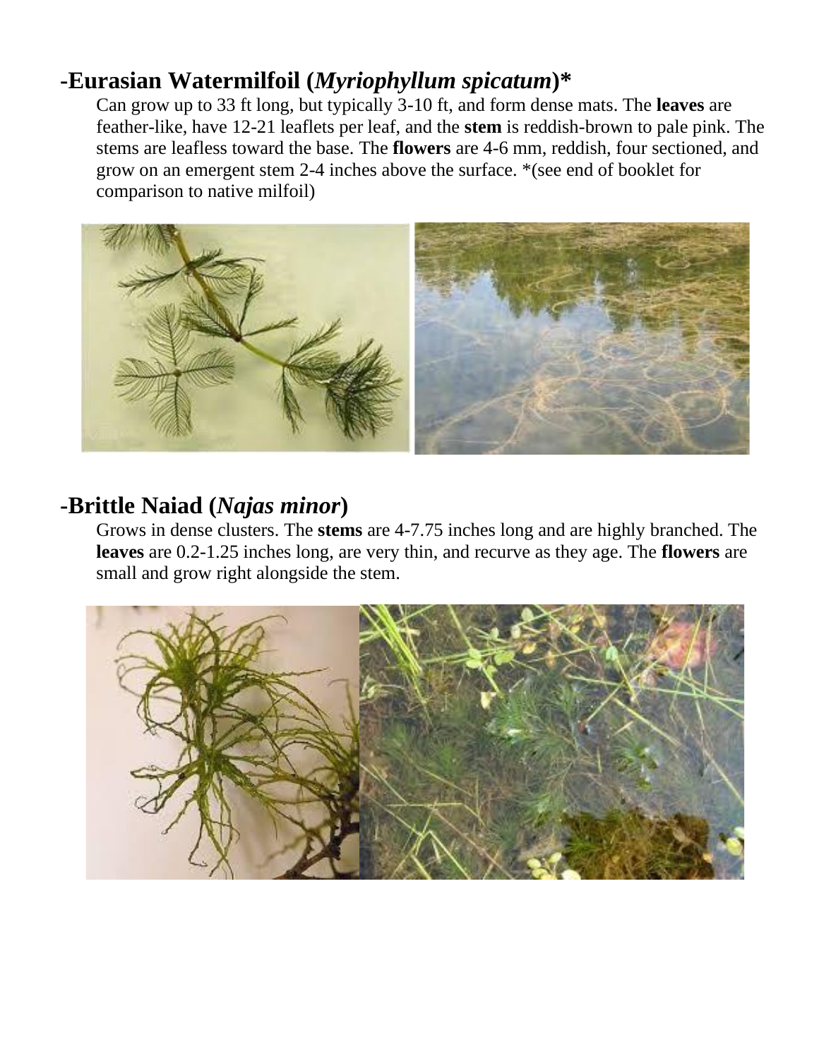## -Eurasian Watermilfoil (*Myriophyllum spicatum*)*

Can grow up to 33 ft long, but typically 3-10 ft, and form dense mats. The **leaves** are feather-like, have 12-21 leaflets per leaf, and the **stem** is reddish-brown to pale pink. The stems are leafless toward the base. The **flowers** are 4-6 mm, reddish, four sectioned, and grow on an emergent stem 2-4 inches above the surface. *(see end of booklet for comparison to native milfoil)

## -Brittle Naiad (*Najas minor*)

Grows in dense clusters. The **stems** are 4-7.75 inches long and are highly branched. The **leaves** are 0.2-1.25 inches long, are very thin, and recurve as they age. The **flowers** are small and grow right alongside the stem.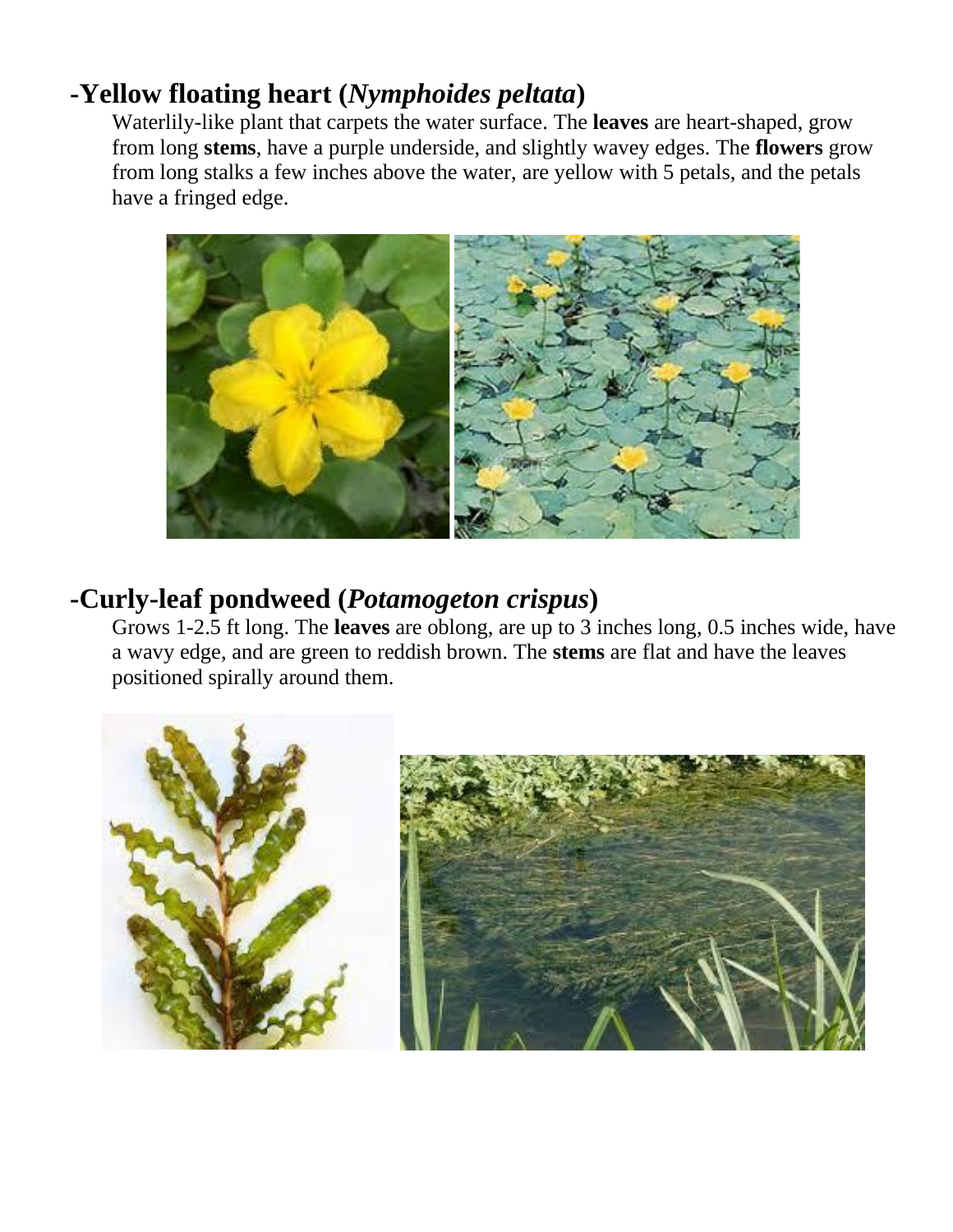## -Yellow floating heart (*Nymphoides peltata*)

Waterlily-like plant that carpets the water surface. The **leaves** are heart-shaped, grow from long **stems**, have a purple underside, and slightly wavey edges. The **flowers** grow from long stalks a few inches above the water, are yellow with 5 petals, and the petals have a fringed edge.

## -Curly-leaf pondweed (*Potamogeton crispus*)

Grows 1-2.5 ft long. The **leaves** are oblong, are up to 3 inches long, 0.5 inches wide, have a wavy edge, and are green to reddish brown. The **stems** are flat and have the leaves positioned spirally around them.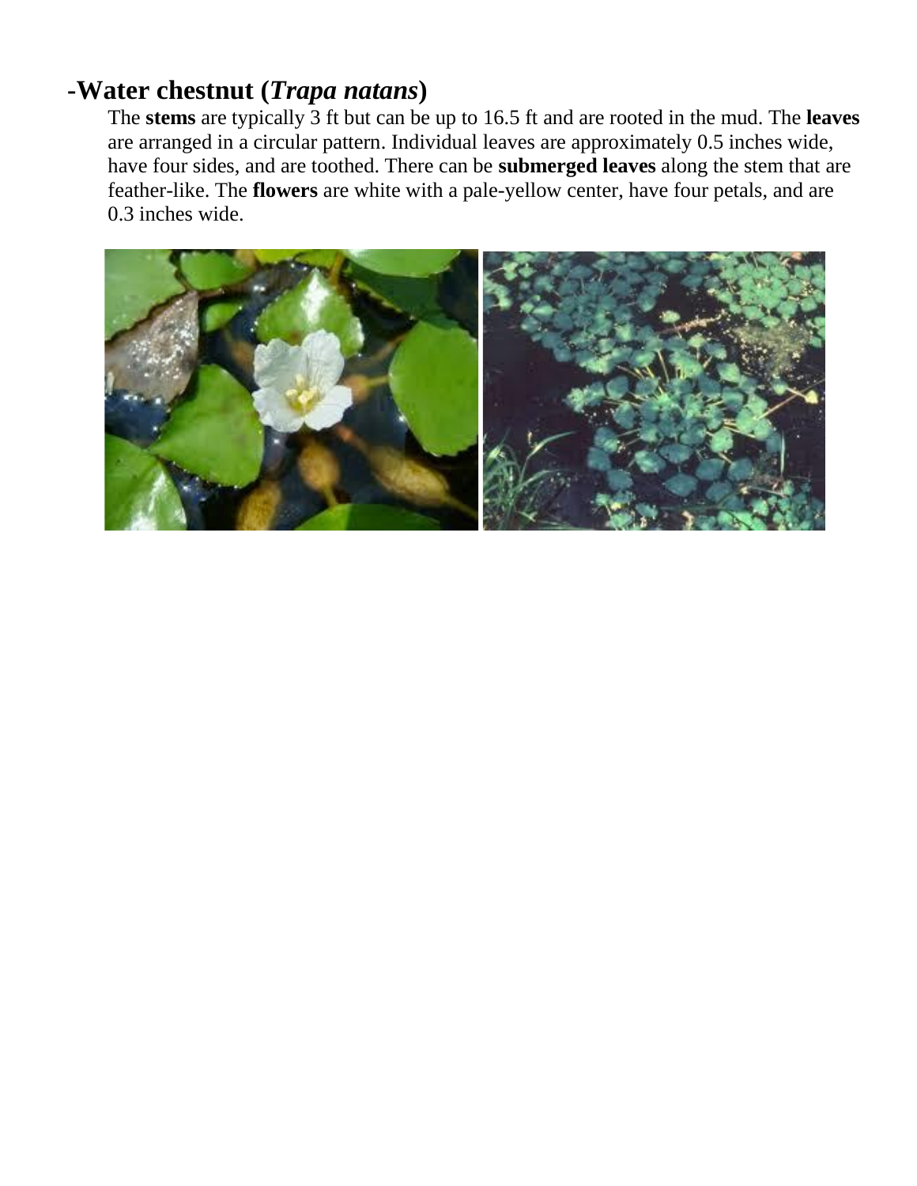## -Water chestnut (*Trapa natans*)

The **stems** are typically 3 ft but can be up to 16.5 ft and are rooted in the mud. The **leaves** are arranged in a circular pattern. Individual leaves are approximately 0.5 inches wide, have four sides, and are toothed. There can be **submerged leaves** along the stem that are feather-like. The **flowers** are white with a pale-yellow center, have four petals, and are 0.3 inches wide.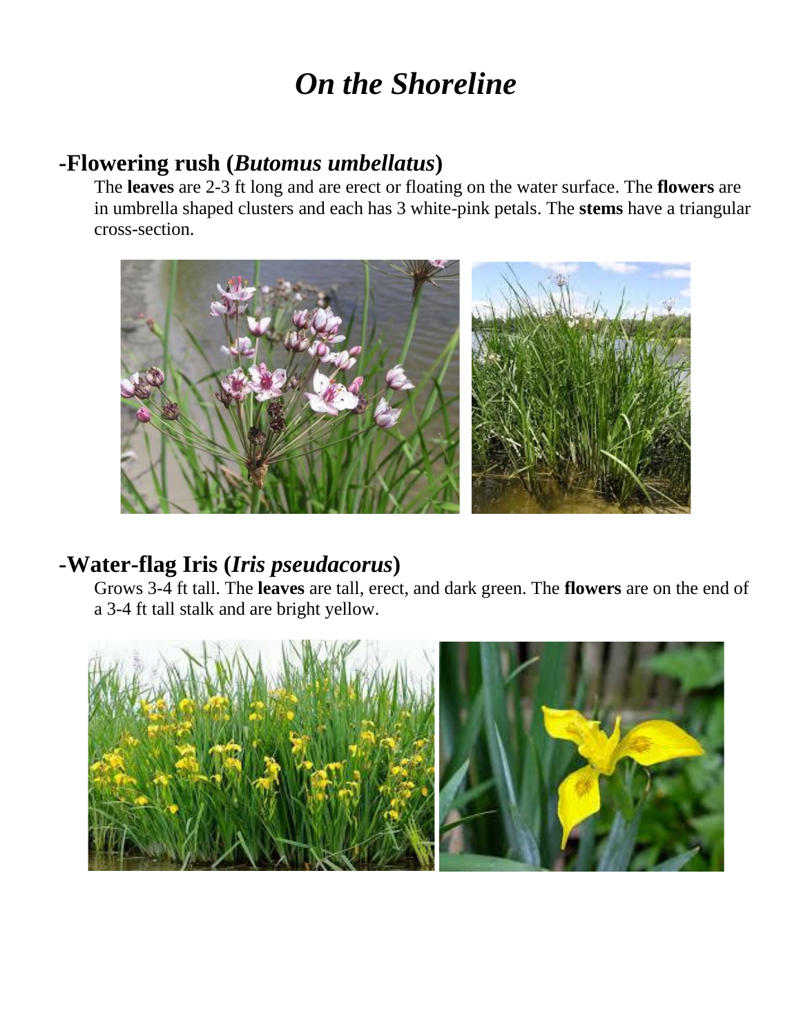# *On the Shoreline*

## -Flowering rush (*Butomus umbellatus*)

The **leaves** are 2-3 ft long and are erect or floating on the water surface. The **flowers** are in umbrella shaped clusters and each has 3 white-pink petals. The **stems** have a triangular cross-section.

## -Water-flag Iris (*Iris pseudacorus*)

Grows 3-4 ft tall. The **leaves** are tall, erect, and dark green. The **flowers** are on the end of a 3-4 ft tall stalk and are bright yellow.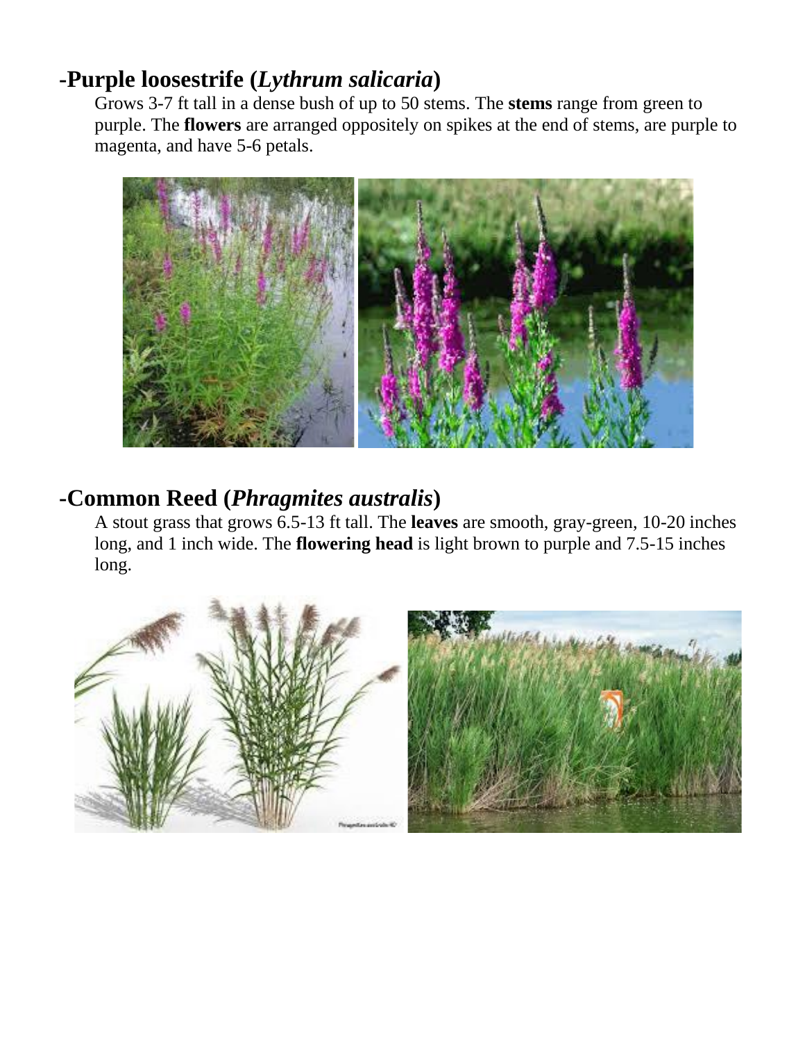## -Purple loosestrife (*Lythrum salicaria*)

Grows 3-7 ft tall in a dense bush of up to 50 stems. The **stems** range from green to purple. The **flowers** are arranged oppositely on spikes at the end of stems, are purple to magenta, and have 5-6 petals.

## -Common Reed (*Phragmites australis*)

A stout grass that grows 6.5-13 ft tall. The **leaves** are smooth, gray-green, 10-20 inches long, and 1 inch wide. The **flowering head** is light brown to purple and 7.5-15 inches long.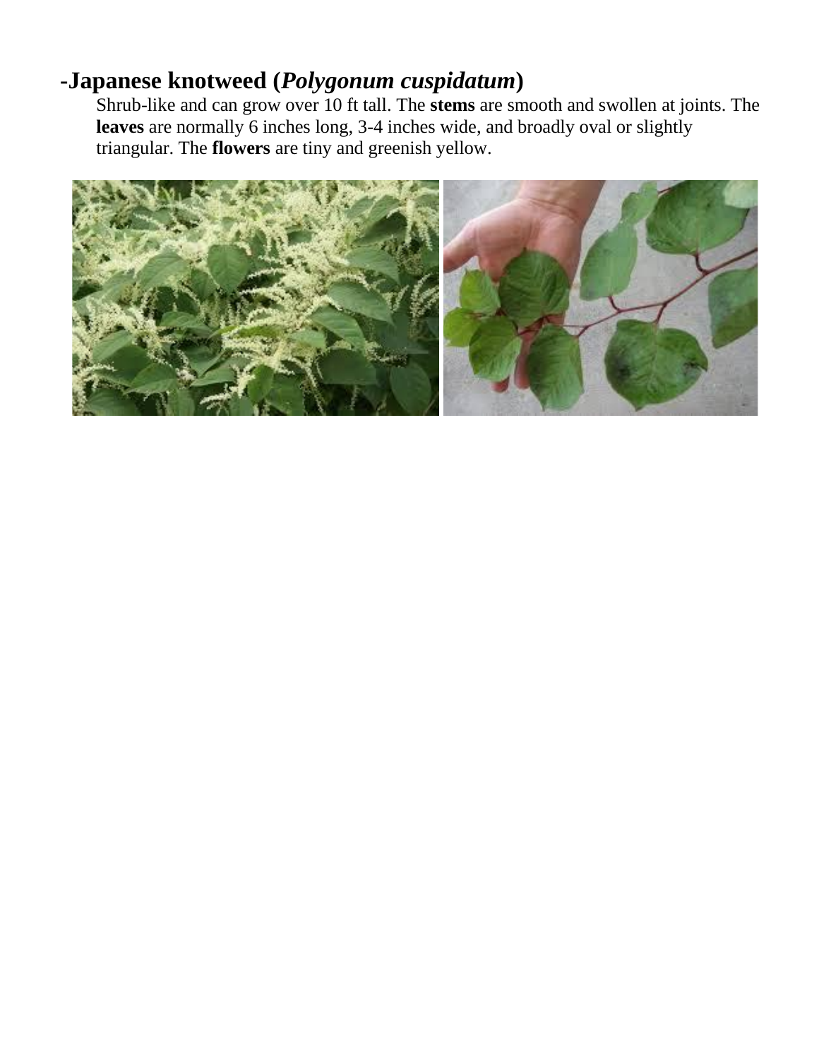## -Japanese knotweed (*Polygonum cuspidatum*)

Shrub-like and can grow over 10 ft tall. The **stems** are smooth and swollen at joints. The **leaves** are normally 6 inches long, 3-4 inches wide, and broadly oval or slightly triangular. The **flowers** are tiny and greenish yellow.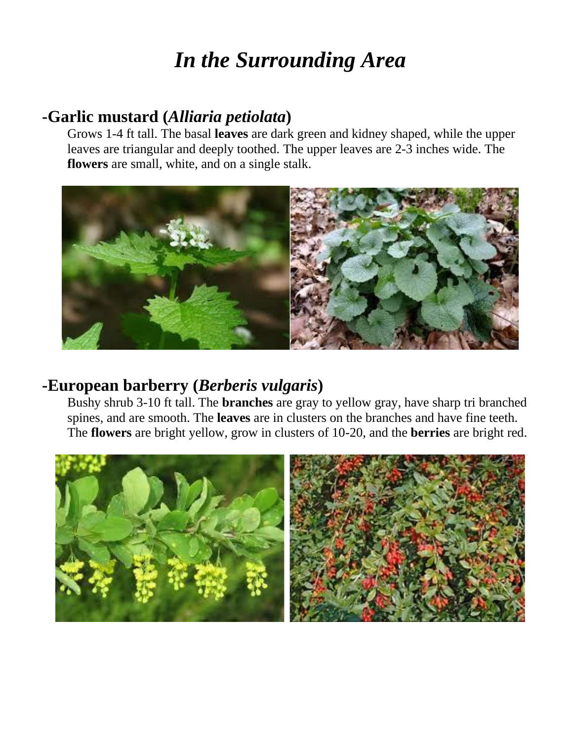# *In the Surrounding Area*

## -Garlic mustard (*Alliaria petiolata*)

Grows 1-4 ft tall. The basal **leaves** are dark green and kidney shaped, while the upper leaves are triangular and deeply toothed. The upper leaves are 2-3 inches wide. The **flowers** are small, white, and on a single stalk.

## -European barberry (*Berberis vulgaris*)

Bushy shrub 3-10 ft tall. The **branches** are gray to yellow gray, have sharp tri branched spines, and are smooth. The **leaves** are in clusters on the branches and have fine teeth. The **flowers** are bright yellow, grow in clusters of 10-20, and the **berries** are bright red.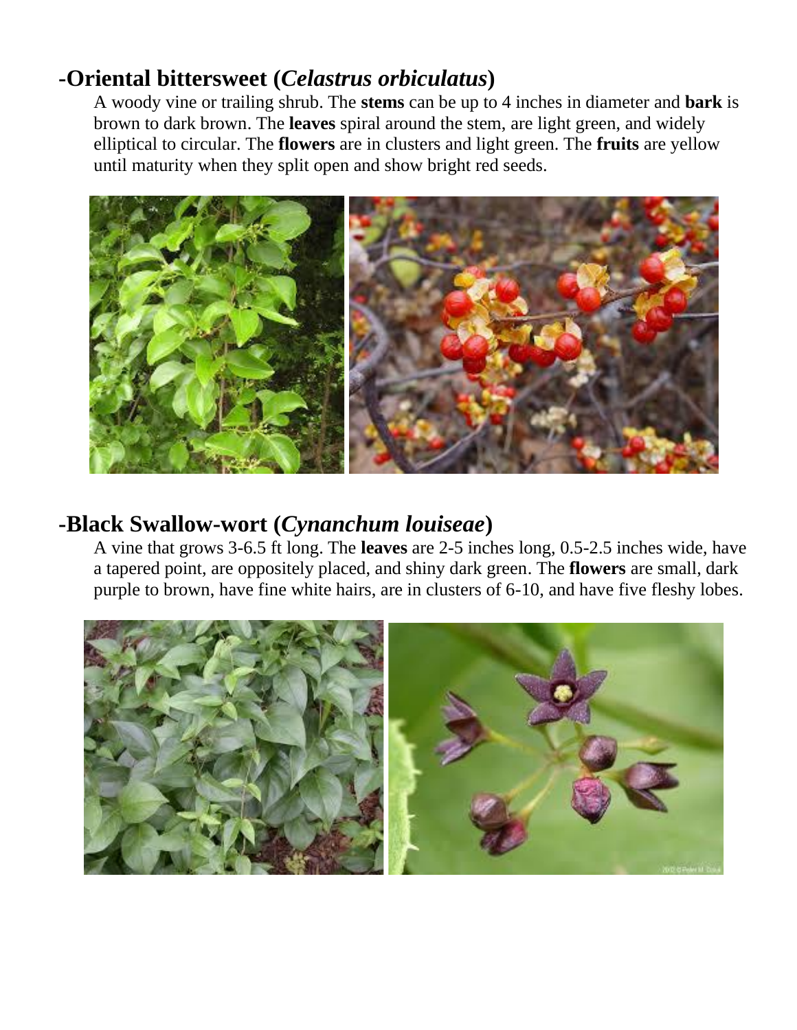## -Oriental bittersweet (*Celastrus orbiculatus*)

A woody vine or trailing shrub. The **stems** can be up to 4 inches in diameter and **bark** is brown to dark brown. The **leaves** spiral around the stem, are light green, and widely elliptical to circular. The **flowers** are in clusters and light green. The **fruits** are yellow until maturity when they split open and show bright red seeds.

## -Black Swallow-wort (*Cynanchum louiseae*)

A vine that grows 3-6.5 ft long. The **leaves** are 2-5 inches long, 0.5-2.5 inches wide, have a tapered point, are oppositely placed, and shiny dark green. The **flowers** are small, dark purple to brown, have fine white hairs, are in clusters of 6-10, and have five fleshy lobes.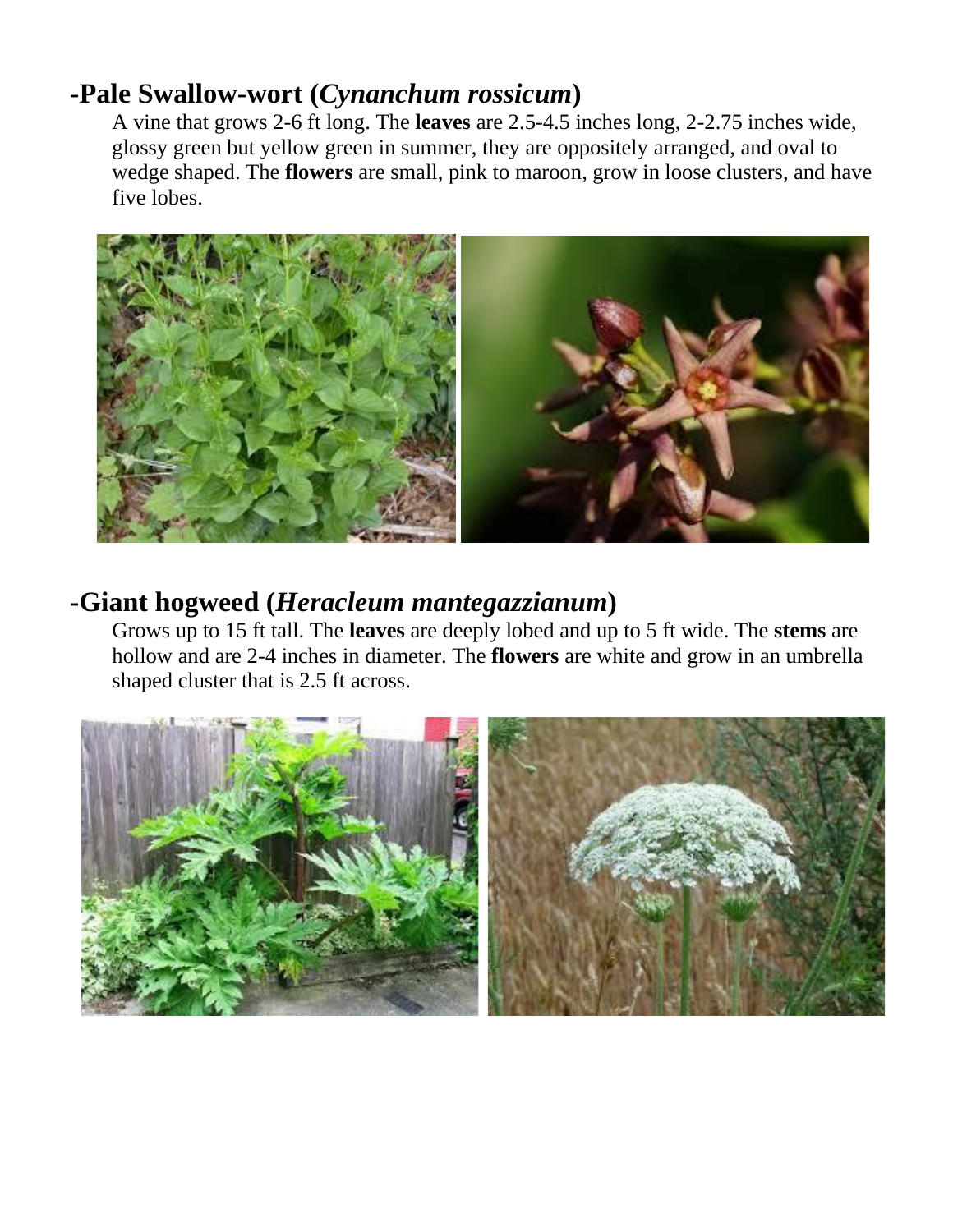## -Pale Swallow-wort (*Cynanchum rossicum*)

A vine that grows 2-6 ft long. The **leaves** are 2.5-4.5 inches long, 2-2.75 inches wide, glossy green but yellow green in summer, they are oppositely arranged, and oval to wedge shaped. The **flowers** are small, pink to maroon, grow in loose clusters, and have five lobes.

## -Giant hogweed (*Heracleum mantegazzianum*)

Grows up to 15 ft tall. The **leaves** are deeply lobed and up to 5 ft wide. The **stems** are hollow and are 2-4 inches in diameter. The **flowers** are white and grow in an umbrella shaped cluster that is 2.5 ft across.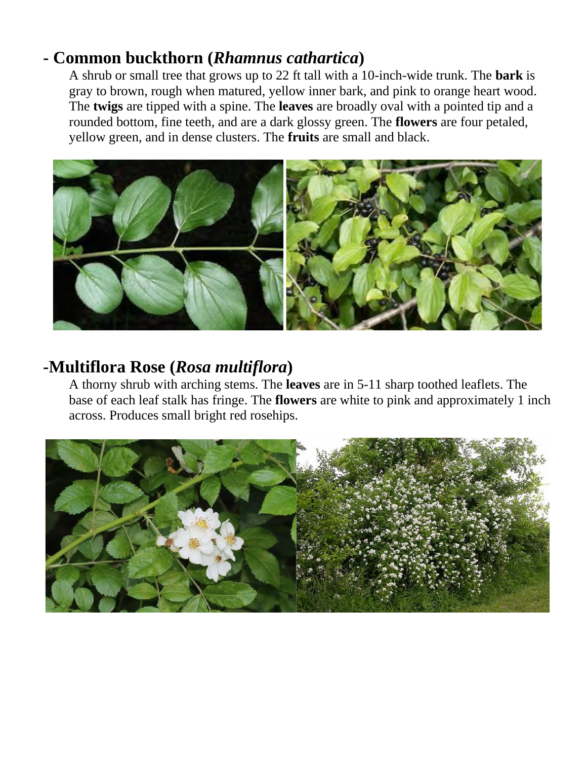## - Common buckthorn (*Rhamnus cathartica*)

A shrub or small tree that grows up to 22 ft tall with a 10-inch-wide trunk. The **bark** is gray to brown, rough when matured, yellow inner bark, and pink to orange heart wood. The **twigs** are tipped with a spine. The **leaves** are broadly oval with a pointed tip and a rounded bottom, fine teeth, and are a dark glossy green. The **flowers** are four petaled, yellow green, and in dense clusters. The **fruits** are small and black.

## -Multiflora Rose (*Rosa multiflora*)

A thorny shrub with arching stems. The **leaves** are in 5-11 sharp toothed leaflets. The base of each leaf stalk has fringe. The **flowers** are white to pink and approximately 1 inch across. Produces small bright red rosehips.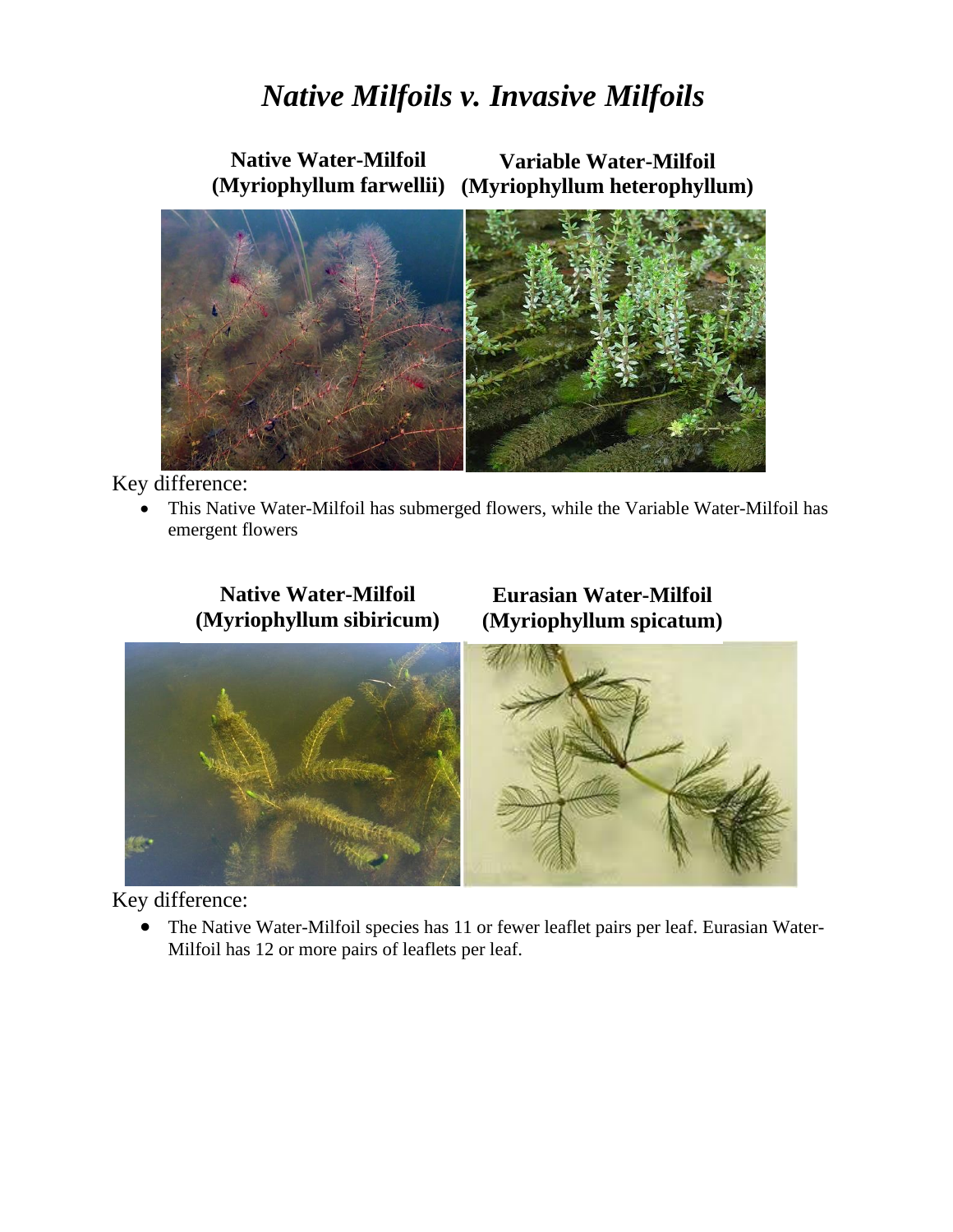# *Native Milfoils v. Invasive Milfoils*

**Native Water-Milfoil (Myriophyllum farwellii)**

**Variable Water-Milfoil (Myriophyllum heterophyllum)**

Key difference:

- This Native Water-Milfoil has submerged flowers, while the Variable Water-Milfoil has emergent flowers

**Native Water-Milfoil (Myriophyllum sibiricum)**

**Eurasian Water-Milfoil (Myriophyllum spicatum)**

Key difference:

- The Native Water-Milfoil species has 11 or fewer leaflet pairs per leaf. Eurasian Water-Milfoil has 12 or more pairs of leaflets per leaf.